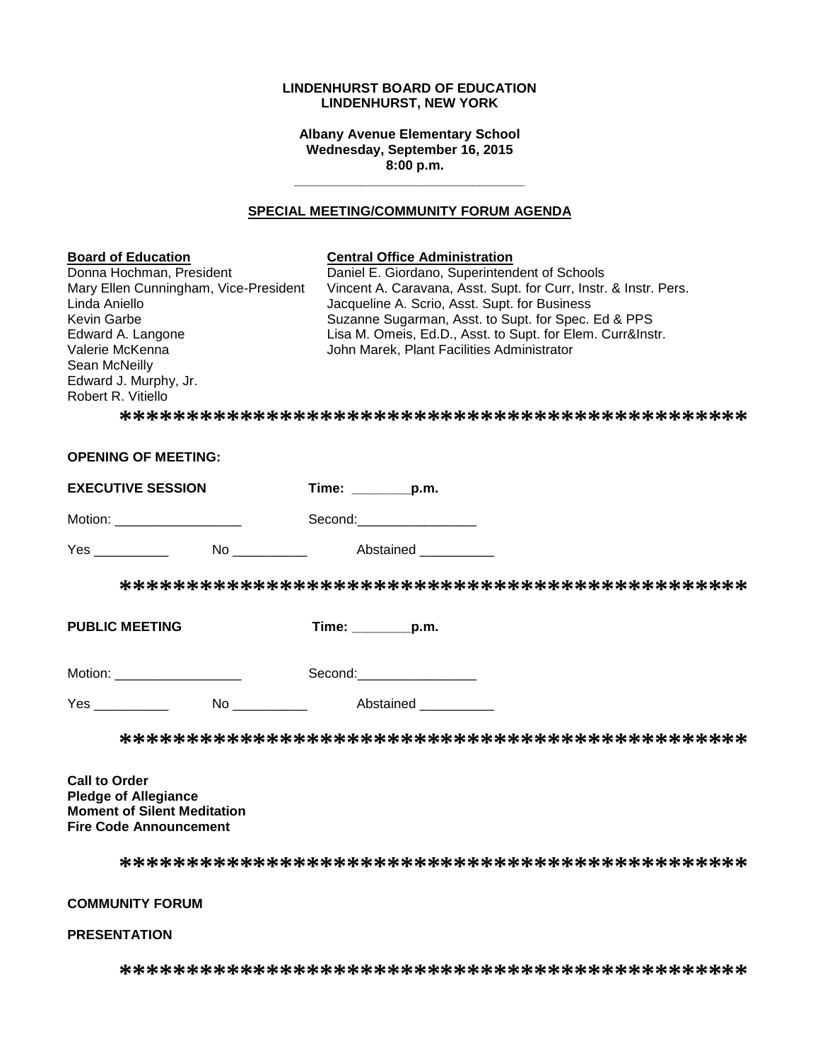**LINDENHURST BOARD OF EDUCATION**
**LINDENHURST, NEW YORK**

**Albany Avenue Elementary School**
**Wednesday, September 16, 2015**
**8:00 p.m.**

---

## SPECIAL MEETING/COMMUNITY FORUM AGENDA

| Board of Education | Central Office Administration |
|---|---|
| Donna Hochman, President | Daniel E. Giordano, Superintendent of Schools |
| Mary Ellen Cunningham, Vice-President | Vincent A. Caravana, Asst. Supt. for Curr, Instr. & Instr. Pers. |
| Linda Aniello | Jacqueline A. Scrio, Asst. Supt. for Business |
| Kevin Garbe | Suzanne Sugarman, Asst. to Supt. for Spec. Ed & PPS |
| Edward A. Langone | Lisa M. Omeis, Ed.D., Asst. to Supt. for Elem. Curr&Instr. |
| Valerie McKenna | John Marek, Plant Facilities Administrator |
| Sean McNeilly | |
| Edward J. Murphy, Jr. | |
| Robert R. Vitiello | |

*******************************************

**OPENING OF MEETING:**

**EXECUTIVE SESSION** **Time: ________p.m.**

Motion: _________________ Second:________________

Yes __________ No __________ Abstained __________

*******************************************

**PUBLIC MEETING** **Time: ________p.m.**

Motion: _________________ Second:________________

Yes __________ No __________ Abstained __________

*******************************************

**Call to Order**
**Pledge of Allegiance**
**Moment of Silent Meditation**
**Fire Code Announcement**

*******************************************

**COMMUNITY FORUM**

**PRESENTATION**

*******************************************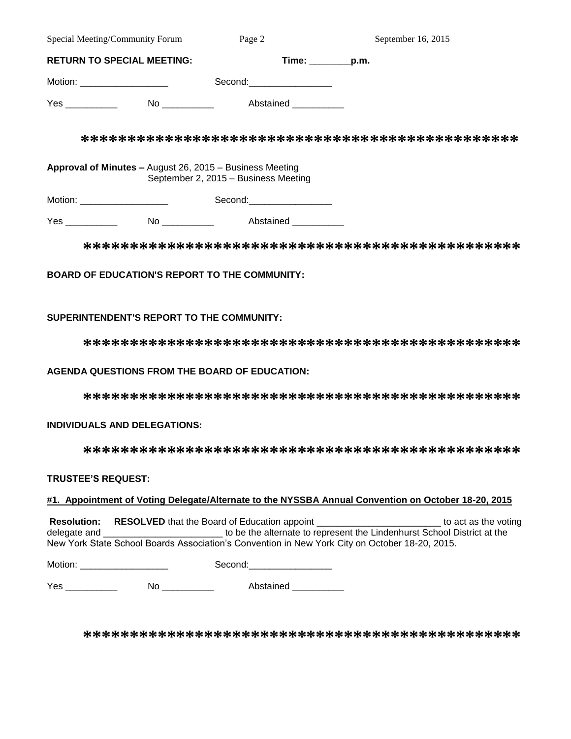**RETURN TO SPECIAL MEETING:** **Time: ________p.m.**

Motion: _________________ Second:________________

Yes __________ No __________ Abstained __________

*********************************************

**Approval of Minutes –** August 26, 2015 – Business Meeting
September 2, 2015 – Business Meeting

Motion: _________________ Second:________________

Yes __________ No __________ Abstained __________

*********************************************

**BOARD OF EDUCATION'S REPORT TO THE COMMUNITY:**

**SUPERINTENDENT'S REPORT TO THE COMMUNITY:**

*********************************************

**AGENDA QUESTIONS FROM THE BOARD OF EDUCATION:**

*********************************************

**INDIVIDUALS AND DELEGATIONS:**

*********************************************

**TRUSTEE'S REQUEST:**

**#1. Appointment of Voting Delegate/Alternate to the NYSSBA Annual Convention on October 18-20, 2015**

**Resolution: RESOLVED** that the Board of Education appoint _______________________ to act as the voting delegate and ______________________ to be the alternate to represent the Lindenhurst School District at the New York State School Boards Association's Convention in New York City on October 18-20, 2015.

Motion: _________________ Second:________________

Yes __________ No __________ Abstained __________

*********************************************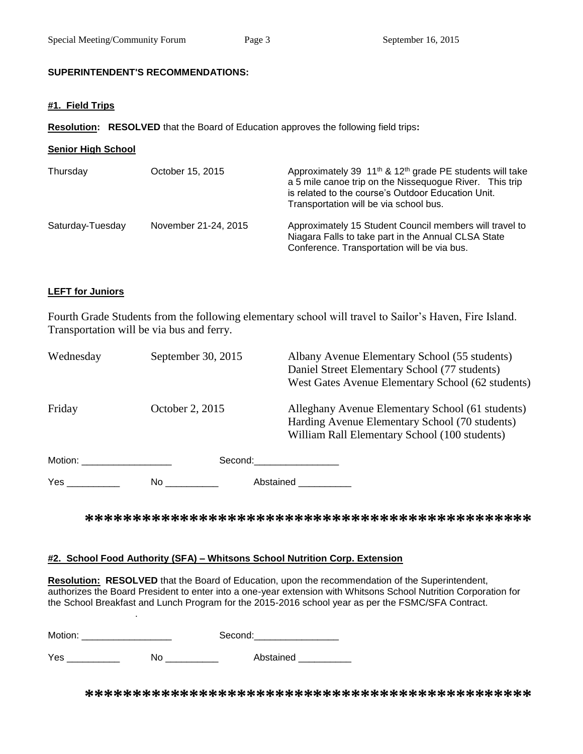## SUPERINTENDENT'S RECOMMENDATIONS:

### #1. Field Trips

**Resolution: RESOLVED** that the Board of Education approves the following field trips**:**

**Senior High School**

| | | |
|---|---|---|
| Thursday | October 15, 2015 | Approximately 39 11th & 12th grade PE students will take a 5 mile canoe trip on the Nissequogue River. This trip is related to the course's Outdoor Education Unit. Transportation will be via school bus. |
| Saturday-Tuesday | November 21-24, 2015 | Approximately 15 Student Council members will travel to Niagara Falls to take part in the Annual CLSA State Conference. Transportation will be via bus. |

**LEFT for Juniors**

Fourth Grade Students from the following elementary school will travel to Sailor's Haven, Fire Island. Transportation will be via bus and ferry.

| | | |
|---|---|---|
| Wednesday | September 30, 2015 | Albany Avenue Elementary School (55 students)<br>Daniel Street Elementary School (77 students)<br>West Gates Avenue Elementary School (62 students) |
| Friday | October 2, 2015 | Alleghany Avenue Elementary School (61 students)<br>Harding Avenue Elementary School (70 students)<br>William Rall Elementary School (100 students) |

Motion: _________________ Second:________________

Yes __________ No __________ Abstained __________

**\*\*\*\*\*\*\*\*\*\*\*\*\*\*\*\*\*\*\*\*\*\*\*\*\*\*\*\*\*\*\*\*\*\*\*\*\*\*\*\*\*\*\*\*\*\*\***

### #2. School Food Authority (SFA) – Whitsons School Nutrition Corp. Extension

**Resolution: RESOLVED** that the Board of Education, upon the recommendation of the Superintendent, authorizes the Board President to enter into a one-year extension with Whitsons School Nutrition Corporation for the School Breakfast and Lunch Program for the 2015-2016 school year as per the FSMC/SFA Contract.

Motion: _________________ Second:________________

Yes __________ No __________ Abstained __________

**\*\*\*\*\*\*\*\*\*\*\*\*\*\*\*\*\*\*\*\*\*\*\*\*\*\*\*\*\*\*\*\*\*\*\*\*\*\*\*\*\*\*\*\*\*\*\*\***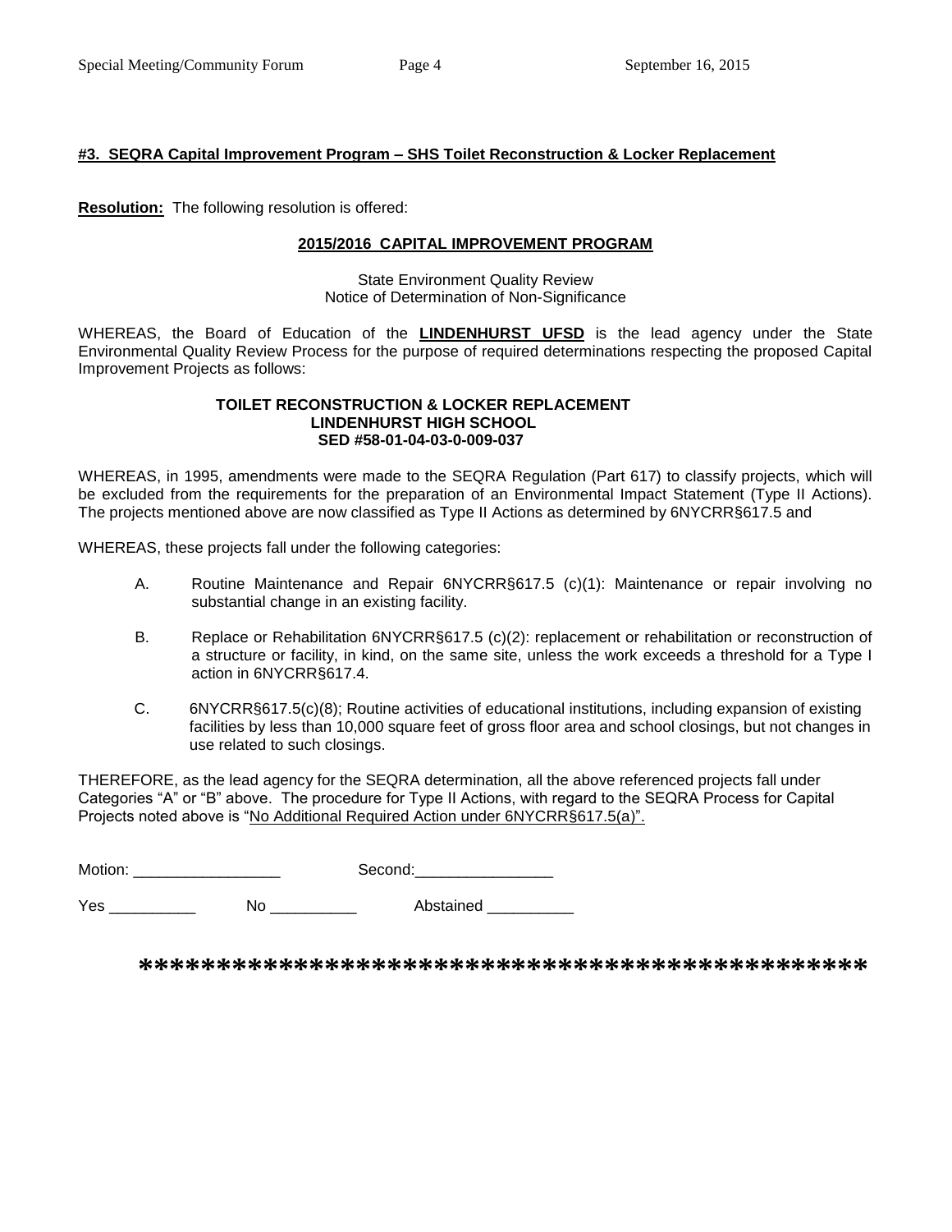**#3. SEQRA Capital Improvement Program – SHS Toilet Reconstruction & Locker Replacement**

**Resolution:** The following resolution is offered:

**2015/2016 CAPITAL IMPROVEMENT PROGRAM**

State Environment Quality Review
Notice of Determination of Non-Significance

WHEREAS, the Board of Education of the **LINDENHURST UFSD** is the lead agency under the State Environmental Quality Review Process for the purpose of required determinations respecting the proposed Capital Improvement Projects as follows:

**TOILET RECONSTRUCTION & LOCKER REPLACEMENT**
**LINDENHURST HIGH SCHOOL**
**SED #58-01-04-03-0-009-037**

WHEREAS, in 1995, amendments were made to the SEQRA Regulation (Part 617) to classify projects, which will be excluded from the requirements for the preparation of an Environmental Impact Statement (Type II Actions). The projects mentioned above are now classified as Type II Actions as determined by 6NYCRR§617.5 and

WHEREAS, these projects fall under the following categories:

A. Routine Maintenance and Repair 6NYCRR§617.5 (c)(1): Maintenance or repair involving no substantial change in an existing facility.

B. Replace or Rehabilitation 6NYCRR§617.5 (c)(2): replacement or rehabilitation or reconstruction of a structure or facility, in kind, on the same site, unless the work exceeds a threshold for a Type I action in 6NYCRR§617.4.

C. 6NYCRR§617.5(c)(8); Routine activities of educational institutions, including expansion of existing facilities by less than 10,000 square feet of gross floor area and school closings, but not changes in use related to such closings.

THEREFORE, as the lead agency for the SEQRA determination, all the above referenced projects fall under Categories "A" or "B" above. The procedure for Type II Actions, with regard to the SEQRA Process for Capital Projects noted above is "No Additional Required Action under 6NYCRR§617.5(a)".

Motion: _________________ Second:________________

Yes __________ No __________ Abstained __________

**********************************************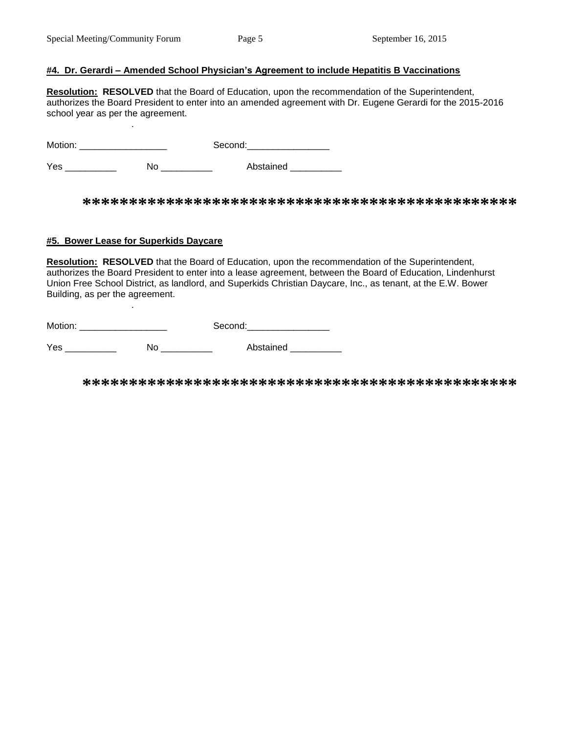**#4. Dr. Gerardi – Amended School Physician's Agreement to include Hepatitis B Vaccinations**

**Resolution: RESOLVED** that the Board of Education, upon the recommendation of the Superintendent, authorizes the Board President to enter into an amended agreement with Dr. Eugene Gerardi for the 2015-2016 school year as per the agreement.

.

Motion: _________________ Second:________________

Yes __________ No __________ Abstained __________

**********************************************

**#5. Bower Lease for Superkids Daycare**

**Resolution: RESOLVED** that the Board of Education, upon the recommendation of the Superintendent, authorizes the Board President to enter into a lease agreement, between the Board of Education, Lindenhurst Union Free School District, as landlord, and Superkids Christian Daycare, Inc., as tenant, at the E.W. Bower Building, as per the agreement.

.

Motion: _________________ Second:________________

Yes __________ No __________ Abstained __________

**********************************************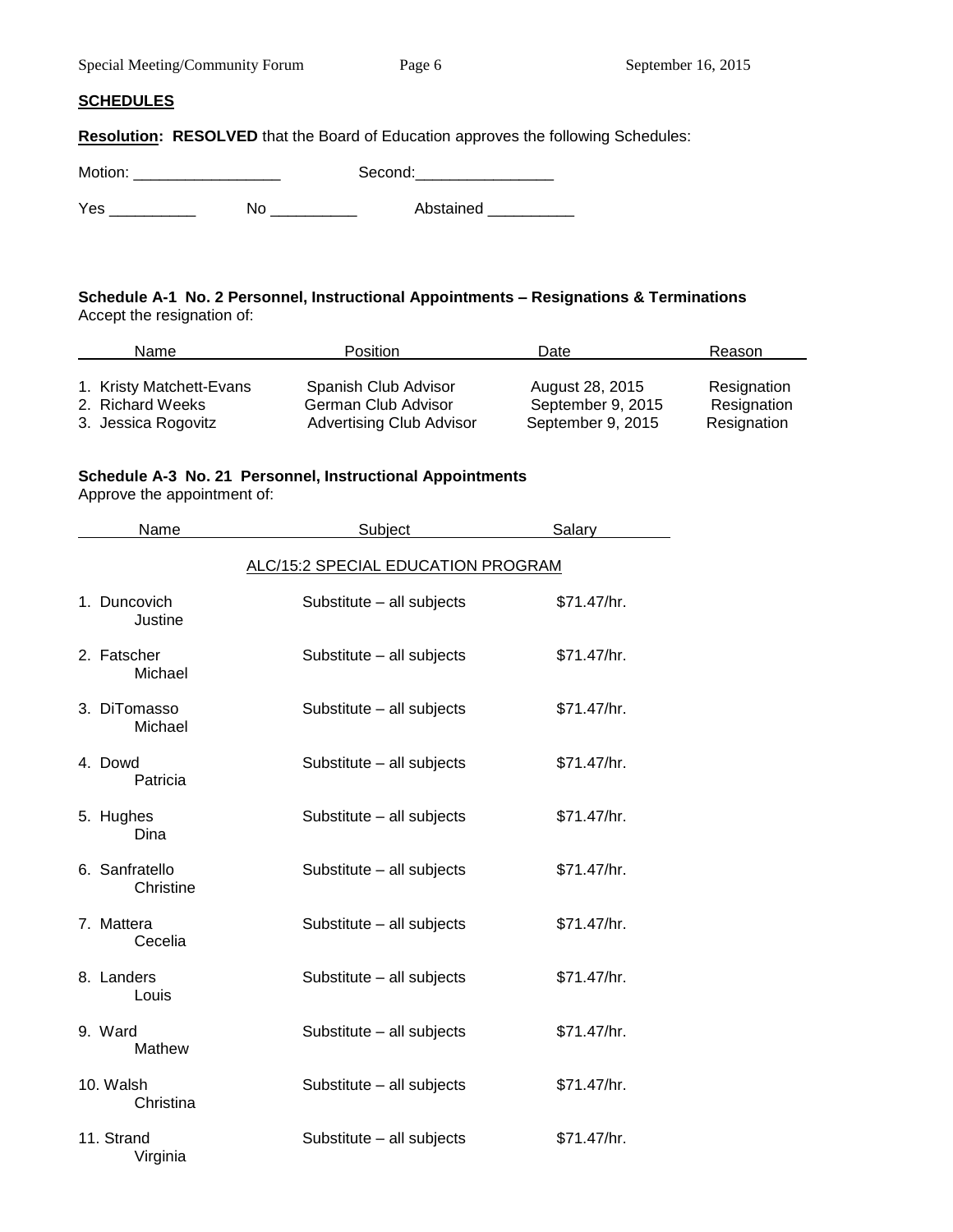## SCHEDULES

**Resolution: RESOLVED** that the Board of Education approves the following Schedules:

Motion: _________________ Second:________________

Yes __________ No __________ Abstained __________

**Schedule A-1 No. 2 Personnel, Instructional Appointments – Resignations & Terminations**
Accept the resignation of:

| Name | Position | Date | Reason |
|---|---|---|---|
| 1. Kristy Matchett-Evans | Spanish Club Advisor | August 28, 2015 | Resignation |
| 2. Richard Weeks | German Club Advisor | September 9, 2015 | Resignation |
| 3. Jessica Rogovitz | Advertising Club Advisor | September 9, 2015 | Resignation |

**Schedule A-3 No. 21 Personnel, Instructional Appointments**
Approve the appointment of:

| Name | Subject | Salary |
|---|---|---|
| | ALC/15:2 SPECIAL EDUCATION PROGRAM | |
| 1. Duncovich Justine | Substitute – all subjects | $71.47/hr. |
| 2. Fatscher Michael | Substitute – all subjects | $71.47/hr. |
| 3. DiTomasso Michael | Substitute – all subjects | $71.47/hr. |
| 4. Dowd Patricia | Substitute – all subjects | $71.47/hr. |
| 5. Hughes Dina | Substitute – all subjects | $71.47/hr. |
| 6. Sanfratello Christine | Substitute – all subjects | $71.47/hr. |
| 7. Mattera Cecelia | Substitute – all subjects | $71.47/hr. |
| 8. Landers Louis | Substitute – all subjects | $71.47/hr. |
| 9. Ward Mathew | Substitute – all subjects | $71.47/hr. |
| 10. Walsh Christina | Substitute – all subjects | $71.47/hr. |
| 11. Strand Virginia | Substitute – all subjects | $71.47/hr. |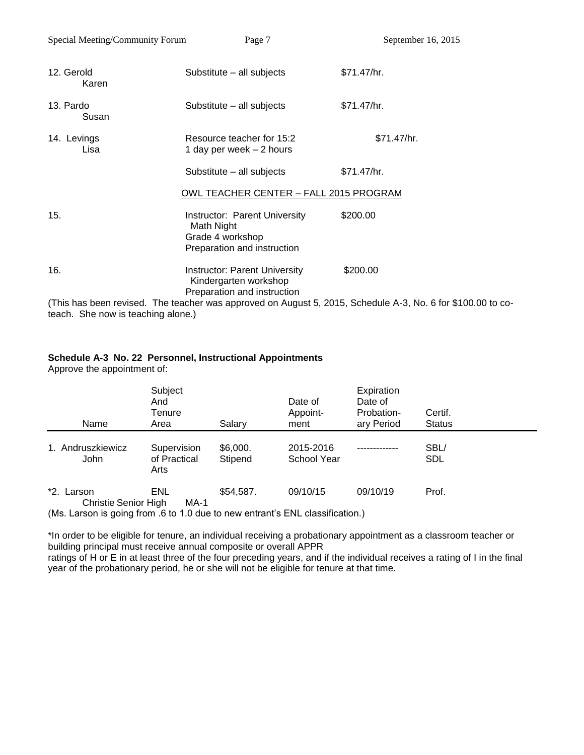| | | |
|---|---|---|
| 12. Gerold Karen | Substitute – all subjects | $71.47/hr. |
| 13. Pardo Susan | Substitute – all subjects | $71.47/hr. |
| 14. Levings Lisa | Resource teacher for 15:2 1 day per week – 2 hours | $71.47/hr. |
| | Substitute – all subjects | $71.47/hr. |

OWL TEACHER CENTER – FALL 2015 PROGRAM

| | | |
|---|---|---|
| 15. | Instructor: Parent University Math Night Grade 4 workshop Preparation and instruction | $200.00 |
| 16. | Instructor: Parent University Kindergarten workshop Preparation and instruction | $200.00 |

(This has been revised. The teacher was approved on August 5, 2015, Schedule A-3, No. 6 for $100.00 to co-teach. She now is teaching alone.)

**Schedule A-3 No. 22 Personnel, Instructional Appointments**

Approve the appointment of:

| Name | Subject And Tenure Area | Salary | Date of Appoint-ment | Expiration Date of Probation-ary Period | Certif. Status |
|---|---|---|---|---|---|
| 1. Andruszkiewicz John | Supervision of Practical Arts | $6,000. Stipend | 2015-2016 School Year | ------------- | SBL/ SDL |
| *2. Larson Christie Senior High | ENL MA-1 | $54,587. | 09/10/15 | 09/10/19 | Prof. |

(Ms. Larson is going from .6 to 1.0 due to new entrant's ENL classification.)

*In order to be eligible for tenure, an individual receiving a probationary appointment as a classroom teacher or building principal must receive annual composite or overall APPR ratings of H or E in at least three of the four preceding years, and if the individual receives a rating of I in the final year of the probationary period, he or she will not be eligible for tenure at that time.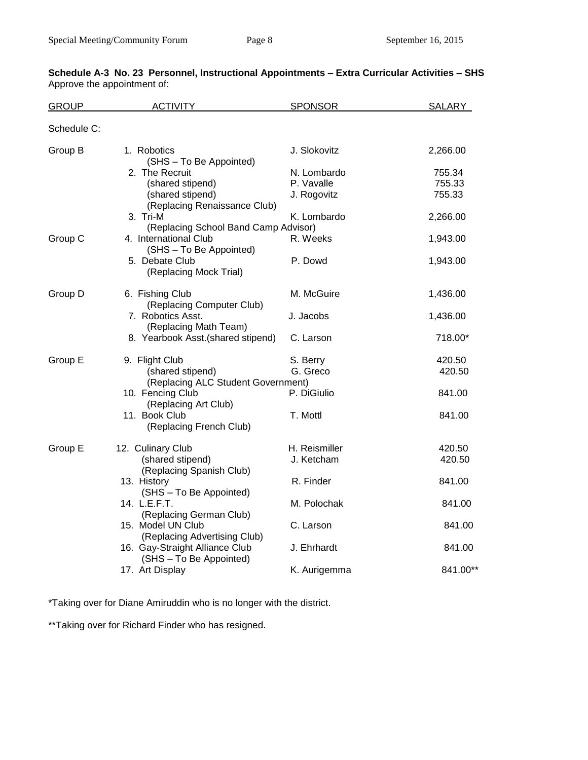**Schedule A-3 No. 23 Personnel, Instructional Appointments – Extra Curricular Activities – SHS**
Approve the appointment of:

| GROUP | ACTIVITY | SPONSOR | SALARY |
|---|---|---|---|
| Schedule C: | | | |
| Group B | 1. Robotics | J. Slokovitz | 2,266.00 |
| | (SHS – To Be Appointed) | | |
| | 2. The Recruit | N. Lombardo | 755.34 |
| | (shared stipend) | P. Vavalle | 755.33 |
| | (shared stipend) | J. Rogovitz | 755.33 |
| | (Replacing Renaissance Club) | | |
| | 3. Tri-M | K. Lombardo | 2,266.00 |
| | (Replacing School Band Camp Advisor) | | |
| Group C | 4. International Club | R. Weeks | 1,943.00 |
| | (SHS – To Be Appointed) | | |
| | 5. Debate Club | P. Dowd | 1,943.00 |
| | (Replacing Mock Trial) | | |
| Group D | 6. Fishing Club | M. McGuire | 1,436.00 |
| | (Replacing Computer Club) | | |
| | 7. Robotics Asst. | J. Jacobs | 1,436.00 |
| | (Replacing Math Team) | | |
| | 8. Yearbook Asst.(shared stipend) | C. Larson | 718.00* |
| Group E | 9. Flight Club | S. Berry | 420.50 |
| | (shared stipend) | G. Greco | 420.50 |
| | (Replacing ALC Student Government) | | |
| | 10. Fencing Club | P. DiGiulio | 841.00 |
| | (Replacing Art Club) | | |
| | 11. Book Club | T. Mottl | 841.00 |
| | (Replacing French Club) | | |
| Group E | 12. Culinary Club | H. Reismiller | 420.50 |
| | (shared stipend) | J. Ketcham | 420.50 |
| | (Replacing Spanish Club) | | |
| | 13. History | R. Finder | 841.00 |
| | (SHS – To Be Appointed) | | |
| | 14. L.E.F.T. | M. Polochak | 841.00 |
| | (Replacing German Club) | | |
| | 15. Model UN Club | C. Larson | 841.00 |
| | (Replacing Advertising Club) | | |
| | 16. Gay-Straight Alliance Club | J. Ehrhardt | 841.00 |
| | (SHS – To Be Appointed) | | |
| | 17. Art Display | K. Aurigemma | 841.00** |

*Taking over for Diane Amiruddin who is no longer with the district.

**Taking over for Richard Finder who has resigned.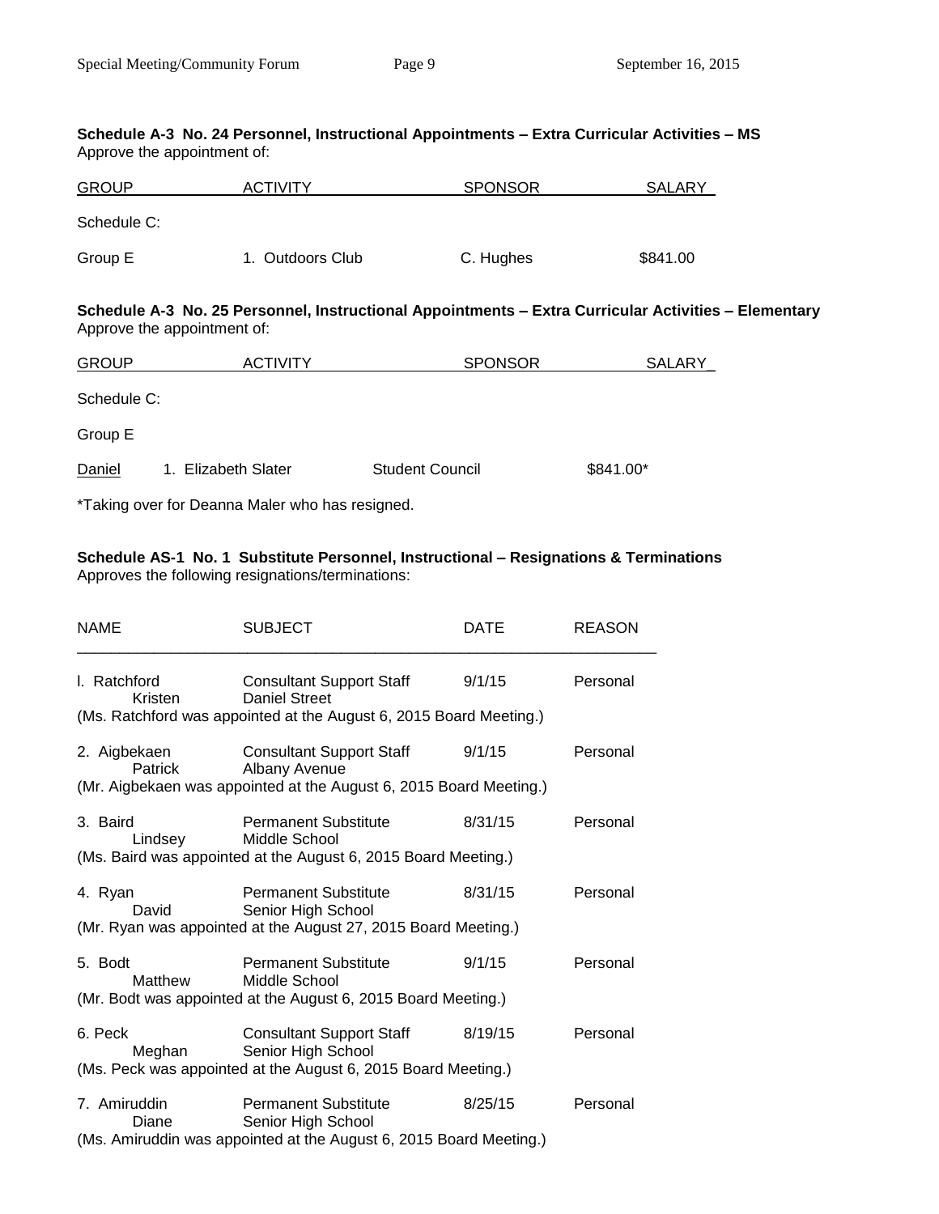**Schedule A-3 No. 24 Personnel, Instructional Appointments – Extra Curricular Activities – MS**
Approve the appointment of:

| GROUP | ACTIVITY | SPONSOR | SALARY |
|---|---|---|---|
| Schedule C: | | | |
| Group E | 1. Outdoors Club | C. Hughes | $841.00 |

**Schedule A-3 No. 25 Personnel, Instructional Appointments – Extra Curricular Activities – Elementary**
Approve the appointment of:

| GROUP | ACTIVITY | SPONSOR | SALARY |
|---|---|---|---|
| Schedule C: | | | |
| Group E | | | |
| Daniel | 1. Elizabeth Slater | Student Council | $841.00* |

*Taking over for Deanna Maler who has resigned.

**Schedule AS-1 No. 1 Substitute Personnel, Instructional – Resignations & Terminations**
Approves the following resignations/terminations:

| NAME | SUBJECT | DATE | REASON |
|---|---|---|---|
| l. Ratchford Kristen | Consultant Support Staff Daniel Street | 9/1/15 | Personal |
| (Ms. Ratchford was appointed at the August 6, 2015 Board Meeting.) | | | |
| 2. Aigbekaen Patrick | Consultant Support Staff Albany Avenue | 9/1/15 | Personal |
| (Mr. Aigbekaen was appointed at the August 6, 2015 Board Meeting.) | | | |
| 3. Baird Lindsey | Permanent Substitute Middle School | 8/31/15 | Personal |
| (Ms. Baird was appointed at the August 6, 2015 Board Meeting.) | | | |
| 4. Ryan David | Permanent Substitute Senior High School | 8/31/15 | Personal |
| (Mr. Ryan was appointed at the August 27, 2015 Board Meeting.) | | | |
| 5. Bodt Matthew | Permanent Substitute Middle School | 9/1/15 | Personal |
| (Mr. Bodt was appointed at the August 6, 2015 Board Meeting.) | | | |
| 6. Peck Meghan | Consultant Support Staff Senior High School | 8/19/15 | Personal |
| (Ms. Peck was appointed at the August 6, 2015 Board Meeting.) | | | |
| 7. Amiruddin Diane | Permanent Substitute Senior High School | 8/25/15 | Personal |
| (Ms. Amiruddin was appointed at the August 6, 2015 Board Meeting.) | | | |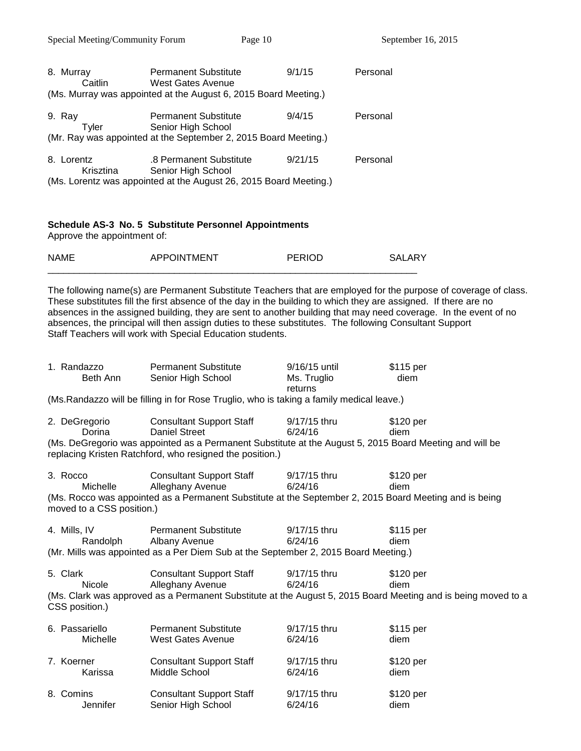| | | | |
|---|---|---|---|
| 8. Murray Caitlin | Permanent Substitute West Gates Avenue | 9/1/15 | Personal |

(Ms. Murray was appointed at the August 6, 2015 Board Meeting.)

| | | | |
|---|---|---|---|
| 9. Ray Tyler | Permanent Substitute Senior High School | 9/4/15 | Personal |

(Mr. Ray was appointed at the September 2, 2015 Board Meeting.)

| | | | |
|---|---|---|---|
| 8. Lorentz Krisztina | .8 Permanent Substitute Senior High School | 9/21/15 | Personal |

(Ms. Lorentz was appointed at the August 26, 2015 Board Meeting.)

**Schedule AS-3 No. 5 Substitute Personnel Appointments**
Approve the appointment of:

| NAME | APPOINTMENT | PERIOD | SALARY |
|---|---|---|---|

The following name(s) are Permanent Substitute Teachers that are employed for the purpose of coverage of class. These substitutes fill the first absence of the day in the building to which they are assigned. If there are no absences in the assigned building, they are sent to another building that may need coverage. In the event of no absences, the principal will then assign duties to these substitutes. The following Consultant Support Staff Teachers will work with Special Education students.

| | | | |
|---|---|---|---|
| 1. Randazzo Beth Ann | Permanent Substitute Senior High School | 9/16/15 until Ms. Truglio returns | $115 per diem |

(Ms.Randazzo will be filling in for Rose Truglio, who is taking a family medical leave.)

| | | | |
|---|---|---|---|
| 2. DeGregorio Dorina | Consultant Support Staff Daniel Street | 9/17/15 thru 6/24/16 | $120 per diem |

(Ms. DeGregorio was appointed as a Permanent Substitute at the August 5, 2015 Board Meeting and will be replacing Kristen Ratchford, who resigned the position.)

| | | | |
|---|---|---|---|
| 3. Rocco Michelle | Consultant Support Staff Alleghany Avenue | 9/17/15 thru 6/24/16 | $120 per diem |

(Ms. Rocco was appointed as a Permanent Substitute at the September 2, 2015 Board Meeting and is being moved to a CSS position.)

| | | | |
|---|---|---|---|
| 4. Mills, IV Randolph | Permanent Substitute Albany Avenue | 9/17/15 thru 6/24/16 | $115 per diem |

(Mr. Mills was appointed as a Per Diem Sub at the September 2, 2015 Board Meeting.)

| | | | |
|---|---|---|---|
| 5. Clark Nicole | Consultant Support Staff Alleghany Avenue | 9/17/15 thru 6/24/16 | $120 per diem |

(Ms. Clark was approved as a Permanent Substitute at the August 5, 2015 Board Meeting and is being moved to a CSS position.)

| | | | |
|---|---|---|---|
| 6. Passariello Michelle | Permanent Substitute West Gates Avenue | 9/17/15 thru 6/24/16 | $115 per diem |
| 7. Koerner Karissa | Consultant Support Staff Middle School | 9/17/15 thru 6/24/16 | $120 per diem |
| 8. Comins Jennifer | Consultant Support Staff Senior High School | 9/17/15 thru 6/24/16 | $120 per diem |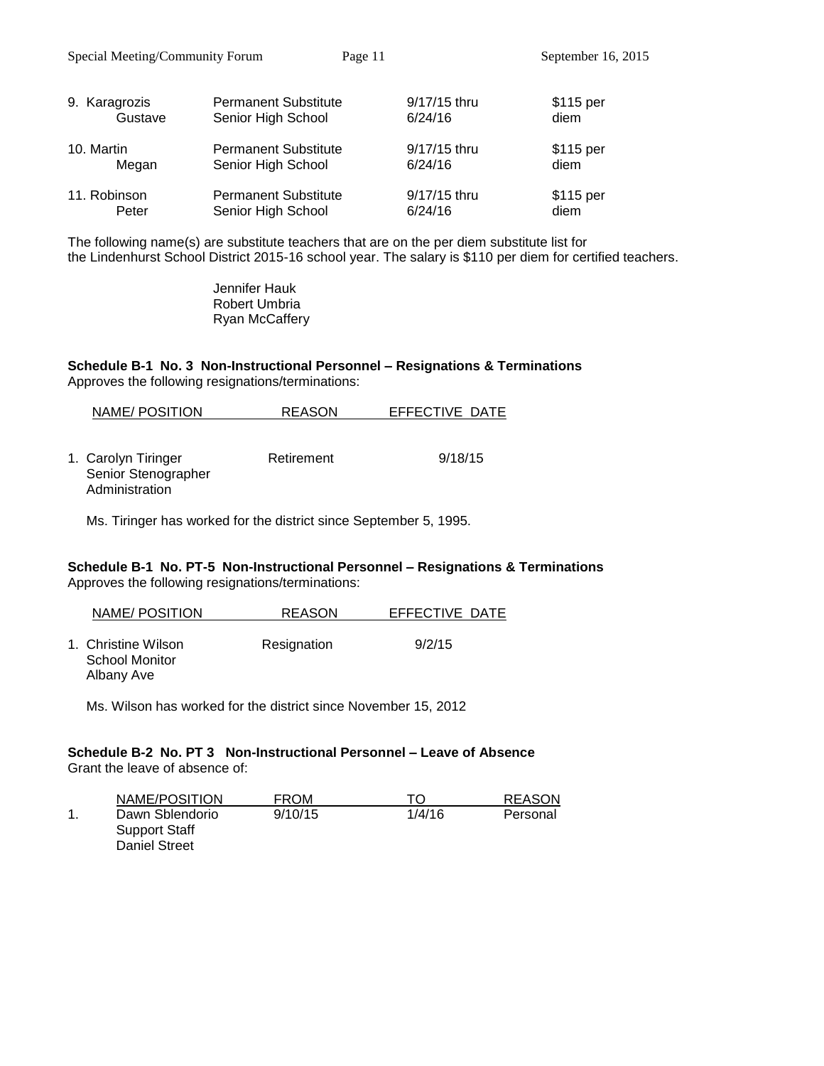| | | | |
|---|---|---|---|
| 9. Karagrozis Gustave | Permanent Substitute Senior High School | 9/17/15 thru 6/24/16 | $115 per diem |
| 10. Martin Megan | Permanent Substitute Senior High School | 9/17/15 thru 6/24/16 | $115 per diem |
| 11. Robinson Peter | Permanent Substitute Senior High School | 9/17/15 thru 6/24/16 | $115 per diem |

The following name(s) are substitute teachers that are on the per diem substitute list for the Lindenhurst School District 2015-16 school year. The salary is $110 per diem for certified teachers.

Jennifer Hauk
Robert Umbria
Ryan McCaffery

**Schedule B-1 No. 3 Non-Instructional Personnel – Resignations & Terminations**
Approves the following resignations/terminations:

| NAME/ POSITION | REASON | EFFECTIVE DATE |
|---|---|---|
| 1. Carolyn Tiringer Senior Stenographer Administration | Retirement | 9/18/15 |

Ms. Tiringer has worked for the district since September 5, 1995.

**Schedule B-1 No. PT-5 Non-Instructional Personnel – Resignations & Terminations**
Approves the following resignations/terminations:

| NAME/ POSITION | REASON | EFFECTIVE DATE |
|---|---|---|
| 1. Christine Wilson School Monitor Albany Ave | Resignation | 9/2/15 |

Ms. Wilson has worked for the district since November 15, 2012

**Schedule B-2 No. PT 3 Non-Instructional Personnel – Leave of Absence**
Grant the leave of absence of:

| | NAME/POSITION | FROM | TO | REASON |
|---|---|---|---|---|
| 1. | Dawn Sblendorio Support Staff Daniel Street | 9/10/15 | 1/4/16 | Personal |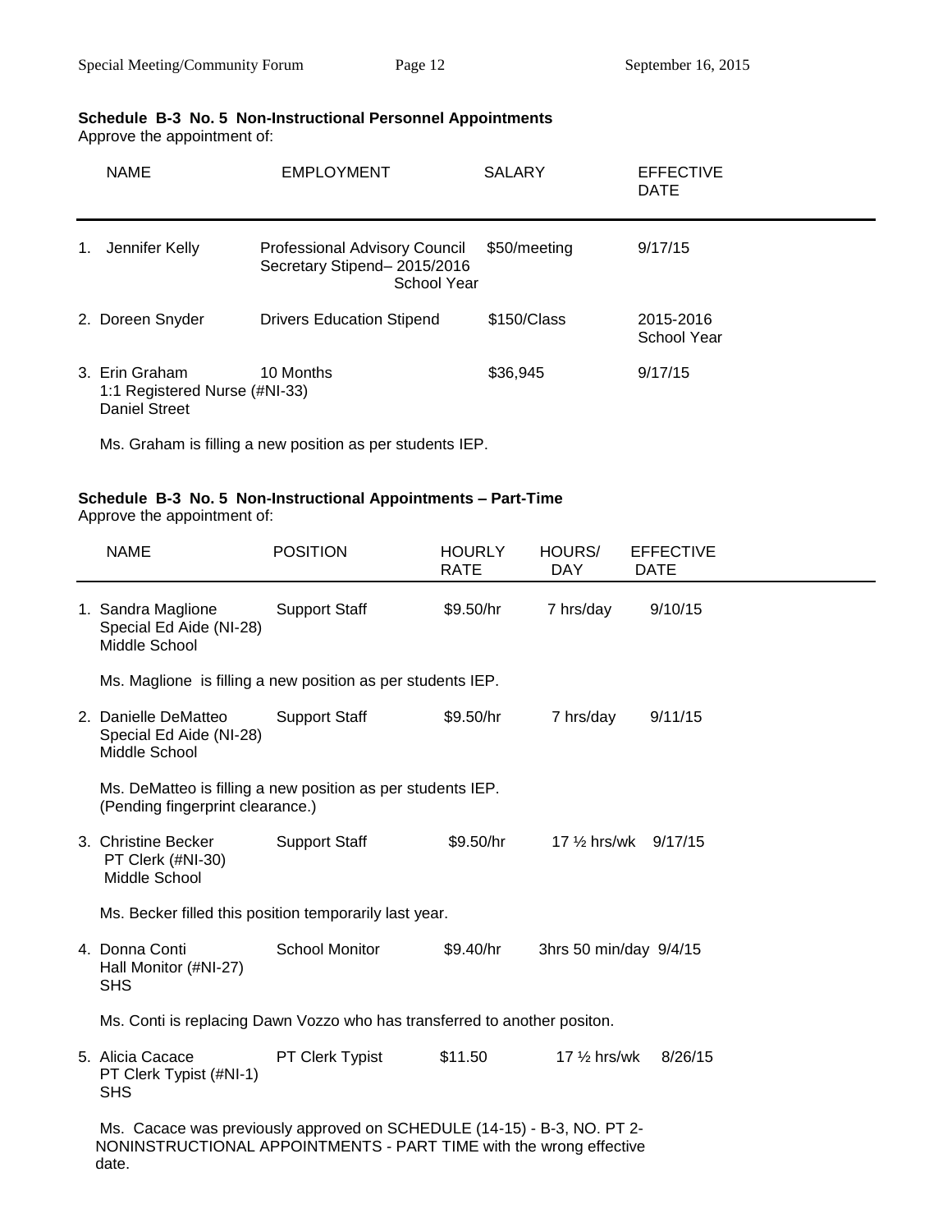**Schedule B-3 No. 5 Non-Instructional Personnel Appointments**

Approve the appointment of:

| NAME | EMPLOYMENT | SALARY | EFFECTIVE DATE |
|---|---|---|---|
| 1. Jennifer Kelly | Professional Advisory Council Secretary Stipend– 2015/2016 School Year | $50/meeting | 9/17/15 |
| 2. Doreen Snyder | Drivers Education Stipend | $150/Class | 2015-2016 School Year |
| 3. Erin Graham 1:1 Registered Nurse (#NI-33) Daniel Street | 10 Months | $36,945 | 9/17/15 |

Ms. Graham is filling a new position as per students IEP.

**Schedule B-3 No. 5 Non-Instructional Appointments – Part-Time**

Approve the appointment of:

| NAME | POSITION | HOURLY RATE | HOURS/ DAY | EFFECTIVE DATE |
|---|---|---|---|---|
| 1. Sandra Maglione Special Ed Aide (NI-28) Middle School | Support Staff | $9.50/hr | 7 hrs/day | 9/10/15 |

Ms. Maglione is filling a new position as per students IEP.

| NAME | POSITION | HOURLY RATE | HOURS/ DAY | EFFECTIVE DATE |
|---|---|---|---|---|
| 2. Danielle DeMatteo Special Ed Aide (NI-28) Middle School | Support Staff | $9.50/hr | 7 hrs/day | 9/11/15 |

Ms. DeMatteo is filling a new position as per students IEP. (Pending fingerprint clearance.)

| NAME | POSITION | HOURLY RATE | HOURS/ DAY | EFFECTIVE DATE |
|---|---|---|---|---|
| 3. Christine Becker PT Clerk (#NI-30) Middle School | Support Staff | $9.50/hr | 17 ½ hrs/wk | 9/17/15 |

Ms. Becker filled this position temporarily last year.

| NAME | POSITION | HOURLY RATE | HOURS/ DAY | EFFECTIVE DATE |
|---|---|---|---|---|
| 4. Donna Conti Hall Monitor (#NI-27) SHS | School Monitor | $9.40/hr | 3hrs 50 min/day | 9/4/15 |

Ms. Conti is replacing Dawn Vozzo who has transferred to another positon.

| NAME | POSITION | HOURLY RATE | HOURS/ DAY | EFFECTIVE DATE |
|---|---|---|---|---|
| 5. Alicia Cacace PT Clerk Typist (#NI-1) SHS | PT Clerk Typist | $11.50 | 17 ½ hrs/wk | 8/26/15 |

Ms. Cacace was previously approved on SCHEDULE (14-15) - B-3, NO. PT 2- NONINSTRUCTIONAL APPOINTMENTS - PART TIME with the wrong effective date.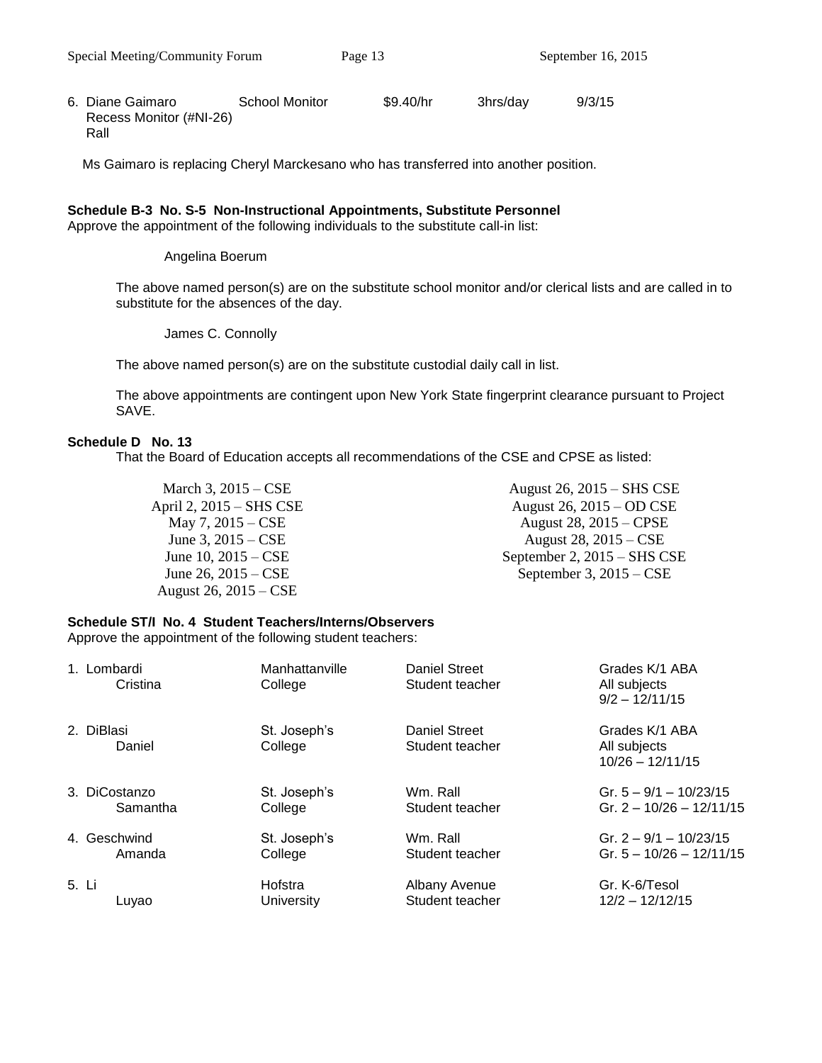6. Diane Gaimaro | School Monitor | $9.40/hr | 3hrs/day | 9/3/15

   Recess Monitor (#NI-26)

   Rall

   Ms Gaimaro is replacing Cheryl Marckesano who has transferred into another position.

**Schedule B-3 No. S-5 Non-Instructional Appointments, Substitute Personnel**
Approve the appointment of the following individuals to the substitute call-in list:

Angelina Boerum

The above named person(s) are on the substitute school monitor and/or clerical lists and are called in to substitute for the absences of the day.

James C. Connolly

The above named person(s) are on the substitute custodial daily call in list.

The above appointments are contingent upon New York State fingerprint clearance pursuant to Project SAVE.

**Schedule D No. 13**
That the Board of Education accepts all recommendations of the CSE and CPSE as listed:

March 3, 2015 – CSE
April 2, 2015 – SHS CSE
May 7, 2015 – CSE
June 3, 2015 – CSE
June 10, 2015 – CSE
June 26, 2015 – CSE
August 26, 2015 – CSE
August 26, 2015 – SHS CSE
August 26, 2015 – OD CSE
August 28, 2015 – CPSE
August 28, 2015 – CSE
September 2, 2015 – SHS CSE
September 3, 2015 – CSE

**Schedule ST/I No. 4 Student Teachers/Interns/Observers**
Approve the appointment of the following student teachers:

| | Name | College | School | Assignment |
|---|---|---|---|---|
| 1. | Lombardi Cristina | Manhattanville College | Daniel Street Student teacher | Grades K/1 ABA All subjects 9/2 – 12/11/15 |
| 2. | DiBlasi Daniel | St. Joseph's College | Daniel Street Student teacher | Grades K/1 ABA All subjects 10/26 – 12/11/15 |
| 3. | DiCostanzo Samantha | St. Joseph's College | Wm. Rall Student teacher | Gr. 5 – 9/1 – 10/23/15 Gr. 2 – 10/26 – 12/11/15 |
| 4. | Geschwind Amanda | St. Joseph's College | Wm. Rall Student teacher | Gr. 2 – 9/1 – 10/23/15 Gr. 5 – 10/26 – 12/11/15 |
| 5. | Li Luyao | Hofstra University | Albany Avenue Student teacher | Gr. K-6/Tesol 12/2 – 12/12/15 |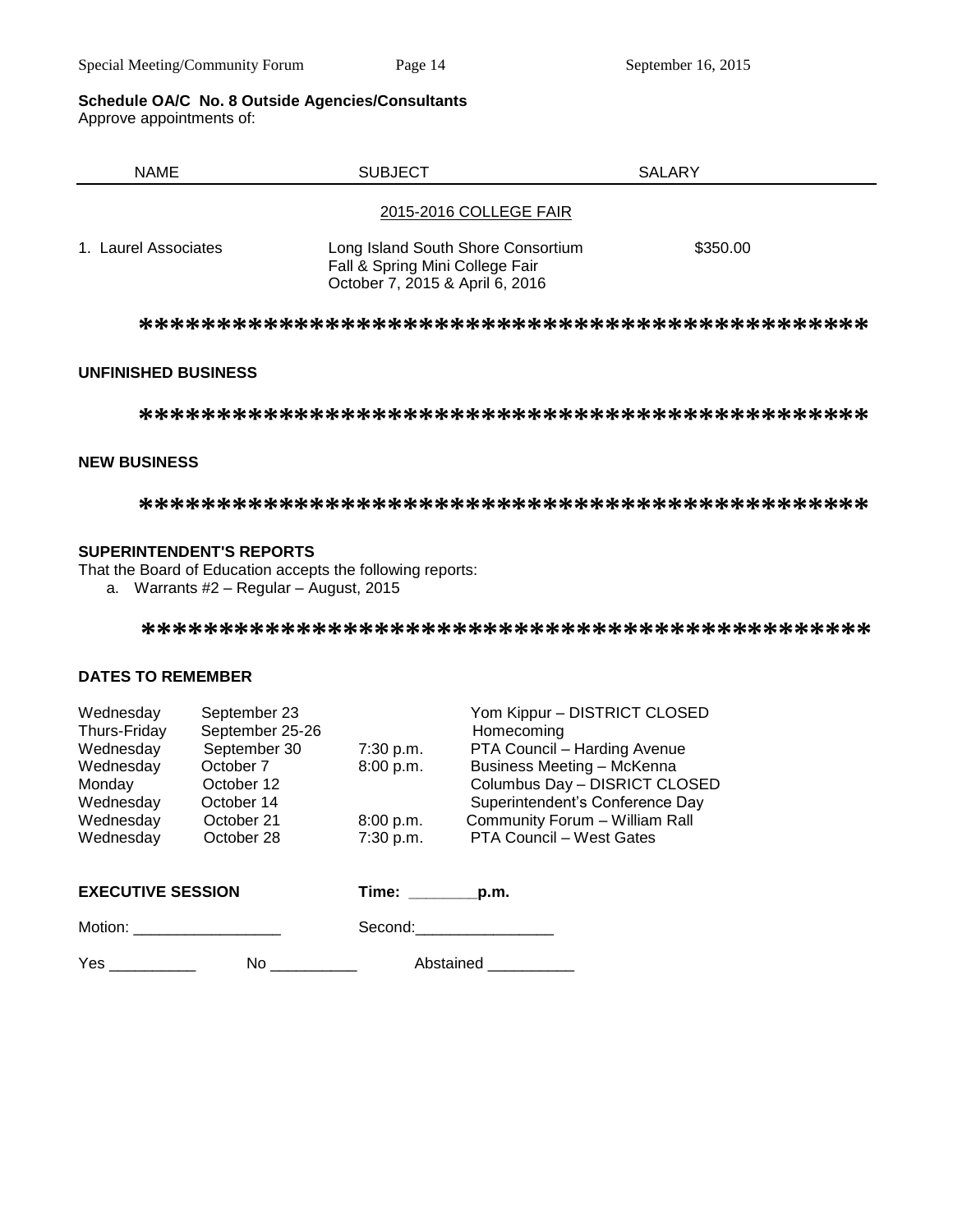**Schedule OA/C No. 8 Outside Agencies/Consultants**
Approve appointments of:

| NAME | SUBJECT | SALARY |
|---|---|---|
| | 2015-2016 COLLEGE FAIR | |
| 1. Laurel Associates | Long Island South Shore Consortium Fall & Spring Mini College Fair October 7, 2015 & April 6, 2016 | $350.00 |

**********************************************

**UNFINISHED BUSINESS**

**********************************************

**NEW BUSINESS**

**********************************************

**SUPERINTENDENT'S REPORTS**

That the Board of Education accepts the following reports:

a. Warrants #2 – Regular – August, 2015

**********************************************

**DATES TO REMEMBER**

| | | | |
|---|---|---|---|
| Wednesday | September 23 | | Yom Kippur – DISTRICT CLOSED |
| Thurs-Friday | September 25-26 | | Homecoming |
| Wednesday | September 30 | 7:30 p.m. | PTA Council – Harding Avenue |
| Wednesday | October 7 | 8:00 p.m. | Business Meeting – McKenna |
| Monday | October 12 | | Columbus Day – DISRICT CLOSED |
| Wednesday | October 14 | | Superintendent's Conference Day |
| Wednesday | October 21 | 8:00 p.m. | Community Forum – William Rall |
| Wednesday | October 28 | 7:30 p.m. | PTA Council – West Gates |

**EXECUTIVE SESSION** **Time: ________p.m.**

Motion: _________________ Second:________________

Yes __________ No __________ Abstained __________